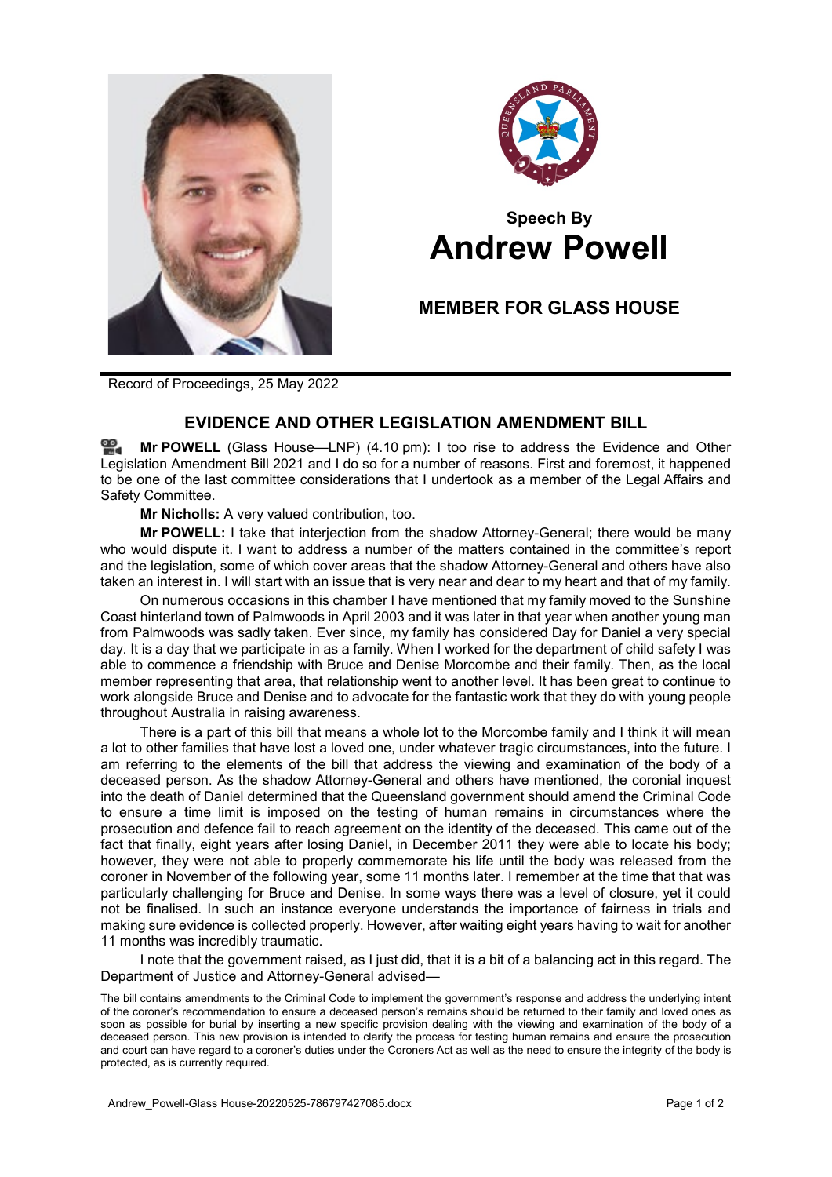## Speech By
# Andrew Powell

## MEMBER FOR GLASS HOUSE

Record of Proceedings, 25 May 2022

### EVIDENCE AND OTHER LEGISLATION AMENDMENT BILL

**Mr POWELL** (Glass House—LNP) (4.10 pm): I too rise to address the Evidence and Other Legislation Amendment Bill 2021 and I do so for a number of reasons. First and foremost, it happened to be one of the last committee considerations that I undertook as a member of the Legal Affairs and Safety Committee.

**Mr Nicholls:** A very valued contribution, too.

**Mr POWELL:** I take that interjection from the shadow Attorney-General; there would be many who would dispute it. I want to address a number of the matters contained in the committee's report and the legislation, some of which cover areas that the shadow Attorney-General and others have also taken an interest in. I will start with an issue that is very near and dear to my heart and that of my family.

On numerous occasions in this chamber I have mentioned that my family moved to the Sunshine Coast hinterland town of Palmwoods in April 2003 and it was later in that year when another young man from Palmwoods was sadly taken. Ever since, my family has considered Day for Daniel a very special day. It is a day that we participate in as a family. When I worked for the department of child safety I was able to commence a friendship with Bruce and Denise Morcombe and their family. Then, as the local member representing that area, that relationship went to another level. It has been great to continue to work alongside Bruce and Denise and to advocate for the fantastic work that they do with young people throughout Australia in raising awareness.

There is a part of this bill that means a whole lot to the Morcombe family and I think it will mean a lot to other families that have lost a loved one, under whatever tragic circumstances, into the future. I am referring to the elements of the bill that address the viewing and examination of the body of a deceased person. As the shadow Attorney-General and others have mentioned, the coronial inquest into the death of Daniel determined that the Queensland government should amend the Criminal Code to ensure a time limit is imposed on the testing of human remains in circumstances where the prosecution and defence fail to reach agreement on the identity of the deceased. This came out of the fact that finally, eight years after losing Daniel, in December 2011 they were able to locate his body; however, they were not able to properly commemorate his life until the body was released from the coroner in November of the following year, some 11 months later. I remember at the time that that was particularly challenging for Bruce and Denise. In some ways there was a level of closure, yet it could not be finalised. In such an instance everyone understands the importance of fairness in trials and making sure evidence is collected properly. However, after waiting eight years having to wait for another 11 months was incredibly traumatic.

I note that the government raised, as I just did, that it is a bit of a balancing act in this regard. The Department of Justice and Attorney-General advised—

> The bill contains amendments to the Criminal Code to implement the government's response and address the underlying intent of the coroner's recommendation to ensure a deceased person's remains should be returned to their family and loved ones as soon as possible for burial by inserting a new specific provision dealing with the viewing and examination of the body of a deceased person. This new provision is intended to clarify the process for testing human remains and ensure the prosecution and court can have regard to a coroner's duties under the Coroners Act as well as the need to ensure the integrity of the body is protected, as is currently required.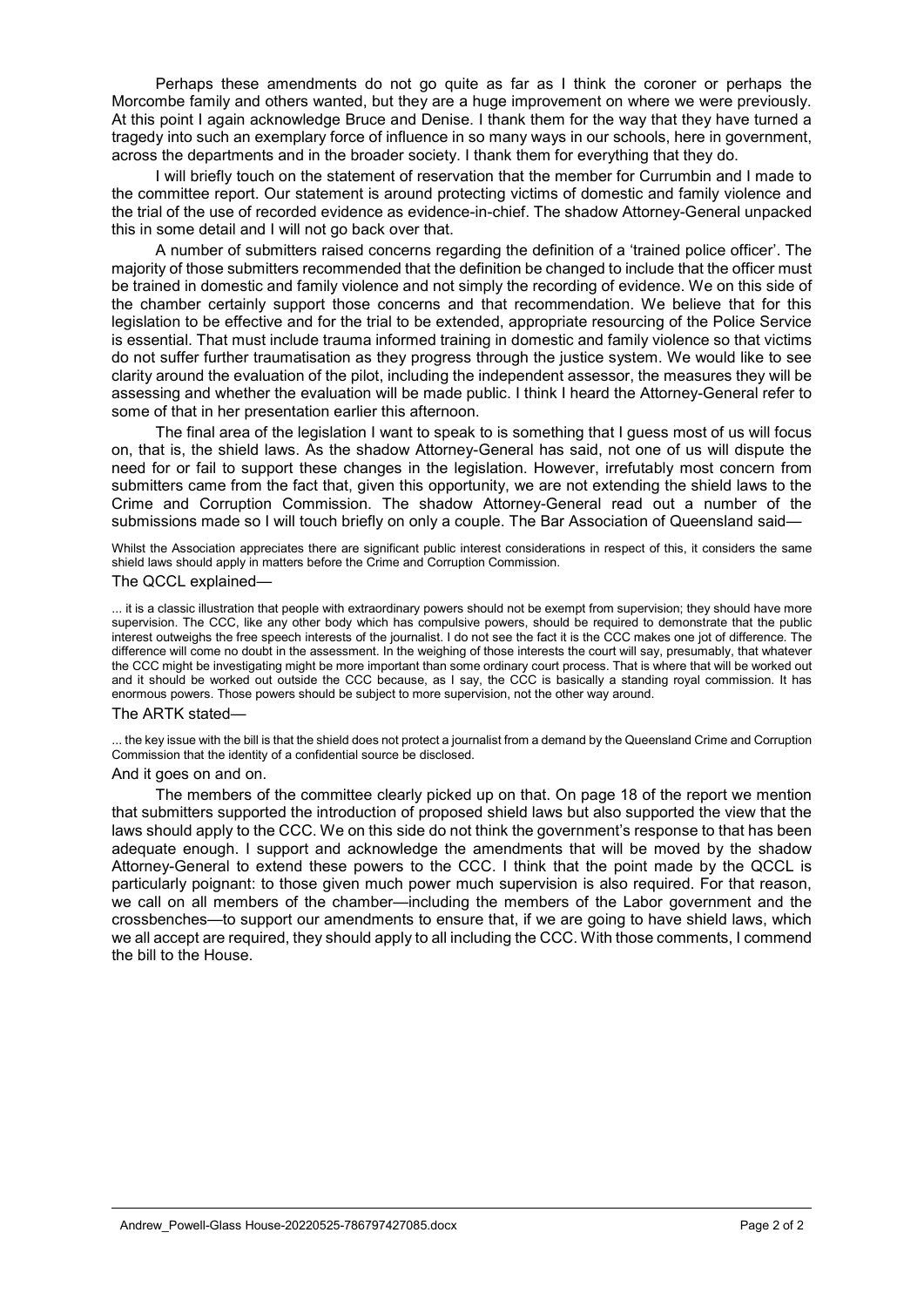Perhaps these amendments do not go quite as far as I think the coroner or perhaps the Morcombe family and others wanted, but they are a huge improvement on where we were previously. At this point I again acknowledge Bruce and Denise. I thank them for the way that they have turned a tragedy into such an exemplary force of influence in so many ways in our schools, here in government, across the departments and in the broader society. I thank them for everything that they do.

I will briefly touch on the statement of reservation that the member for Currumbin and I made to the committee report. Our statement is around protecting victims of domestic and family violence and the trial of the use of recorded evidence as evidence-in-chief. The shadow Attorney-General unpacked this in some detail and I will not go back over that.

A number of submitters raised concerns regarding the definition of a 'trained police officer'. The majority of those submitters recommended that the definition be changed to include that the officer must be trained in domestic and family violence and not simply the recording of evidence. We on this side of the chamber certainly support those concerns and that recommendation. We believe that for this legislation to be effective and for the trial to be extended, appropriate resourcing of the Police Service is essential. That must include trauma informed training in domestic and family violence so that victims do not suffer further traumatisation as they progress through the justice system. We would like to see clarity around the evaluation of the pilot, including the independent assessor, the measures they will be assessing and whether the evaluation will be made public. I think I heard the Attorney-General refer to some of that in her presentation earlier this afternoon.

The final area of the legislation I want to speak to is something that I guess most of us will focus on, that is, the shield laws. As the shadow Attorney-General has said, not one of us will dispute the need for or fail to support these changes in the legislation. However, irrefutably most concern from submitters came from the fact that, given this opportunity, we are not extending the shield laws to the Crime and Corruption Commission. The shadow Attorney-General read out a number of the submissions made so I will touch briefly on only a couple. The Bar Association of Queensland said—

> Whilst the Association appreciates there are significant public interest considerations in respect of this, it considers the same shield laws should apply in matters before the Crime and Corruption Commission.

The QCCL explained—

> ... it is a classic illustration that people with extraordinary powers should not be exempt from supervision; they should have more supervision. The CCC, like any other body which has compulsive powers, should be required to demonstrate that the public interest outweighs the free speech interests of the journalist. I do not see the fact it is the CCC makes one jot of difference. The difference will come no doubt in the assessment. In the weighing of those interests the court will say, presumably, that whatever the CCC might be investigating might be more important than some ordinary court process. That is where that will be worked out and it should be worked out outside the CCC because, as I say, the CCC is basically a standing royal commission. It has enormous powers. Those powers should be subject to more supervision, not the other way around.

The ARTK stated—

> ... the key issue with the bill is that the shield does not protect a journalist from a demand by the Queensland Crime and Corruption Commission that the identity of a confidential source be disclosed.

And it goes on and on.

The members of the committee clearly picked up on that. On page 18 of the report we mention that submitters supported the introduction of proposed shield laws but also supported the view that the laws should apply to the CCC. We on this side do not think the government's response to that has been adequate enough. I support and acknowledge the amendments that will be moved by the shadow Attorney-General to extend these powers to the CCC. I think that the point made by the QCCL is particularly poignant: to those given much power much supervision is also required. For that reason, we call on all members of the chamber—including the members of the Labor government and the crossbenches—to support our amendments to ensure that, if we are going to have shield laws, which we all accept are required, they should apply to all including the CCC. With those comments, I commend the bill to the House.